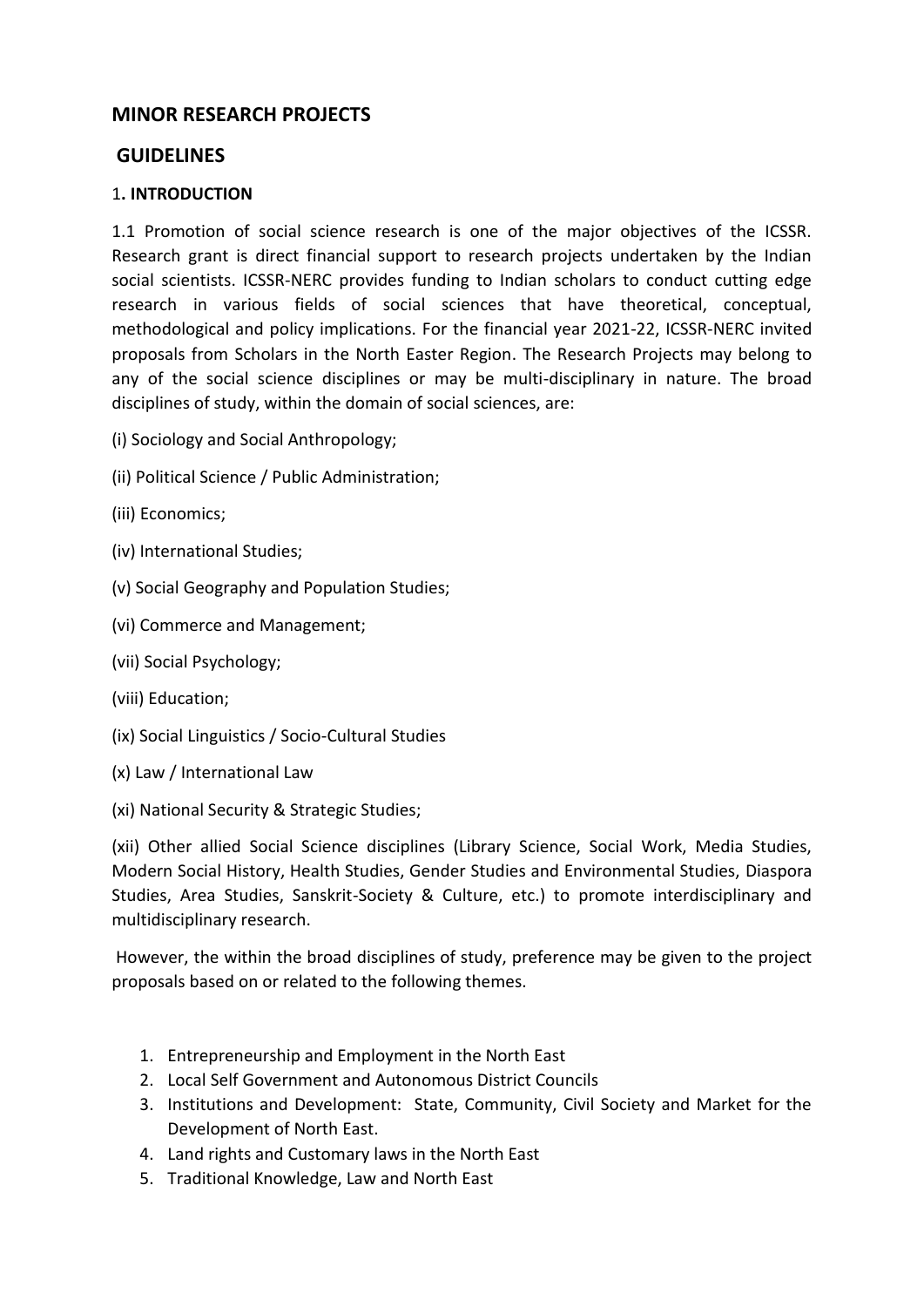## MINOR RESEARCH PROJECTS

## GUIDELINES

### 1. INTRODUCTION

1.1 Promotion of social science research is one of the major objectives of the ICSSR. Research grant is direct financial support to research projects undertaken by the Indian social scientists. ICSSR-NERC provides funding to Indian scholars to conduct cutting edge research in various fields of social sciences that have theoretical, conceptual, methodological and policy implications. For the financial year 2021-22, ICSSR-NERC invited proposals from Scholars in the North Easter Region. The Research Projects may belong to any of the social science disciplines or may be multi-disciplinary in nature. The broad disciplines of study, within the domain of social sciences, are:

(i) Sociology and Social Anthropology;

(ii) Political Science / Public Administration;

(iii) Economics;

(iv) International Studies;

(v) Social Geography and Population Studies;

(vi) Commerce and Management;

(vii) Social Psychology;

(viii) Education;

(ix) Social Linguistics / Socio-Cultural Studies

(x) Law / International Law

(xi) National Security & Strategic Studies;

(xii) Other allied Social Science disciplines (Library Science, Social Work, Media Studies, Modern Social History, Health Studies, Gender Studies and Environmental Studies, Diaspora Studies, Area Studies, Sanskrit-Society & Culture, etc.) to promote interdisciplinary and multidisciplinary research.

However, the within the broad disciplines of study, preference may be given to the project proposals based on or related to the following themes.

1. Entrepreneurship and Employment in the North East
2. Local Self Government and Autonomous District Councils
3. Institutions and Development: State, Community, Civil Society and Market for the Development of North East.
4. Land rights and Customary laws in the North East
5. Traditional Knowledge, Law and North East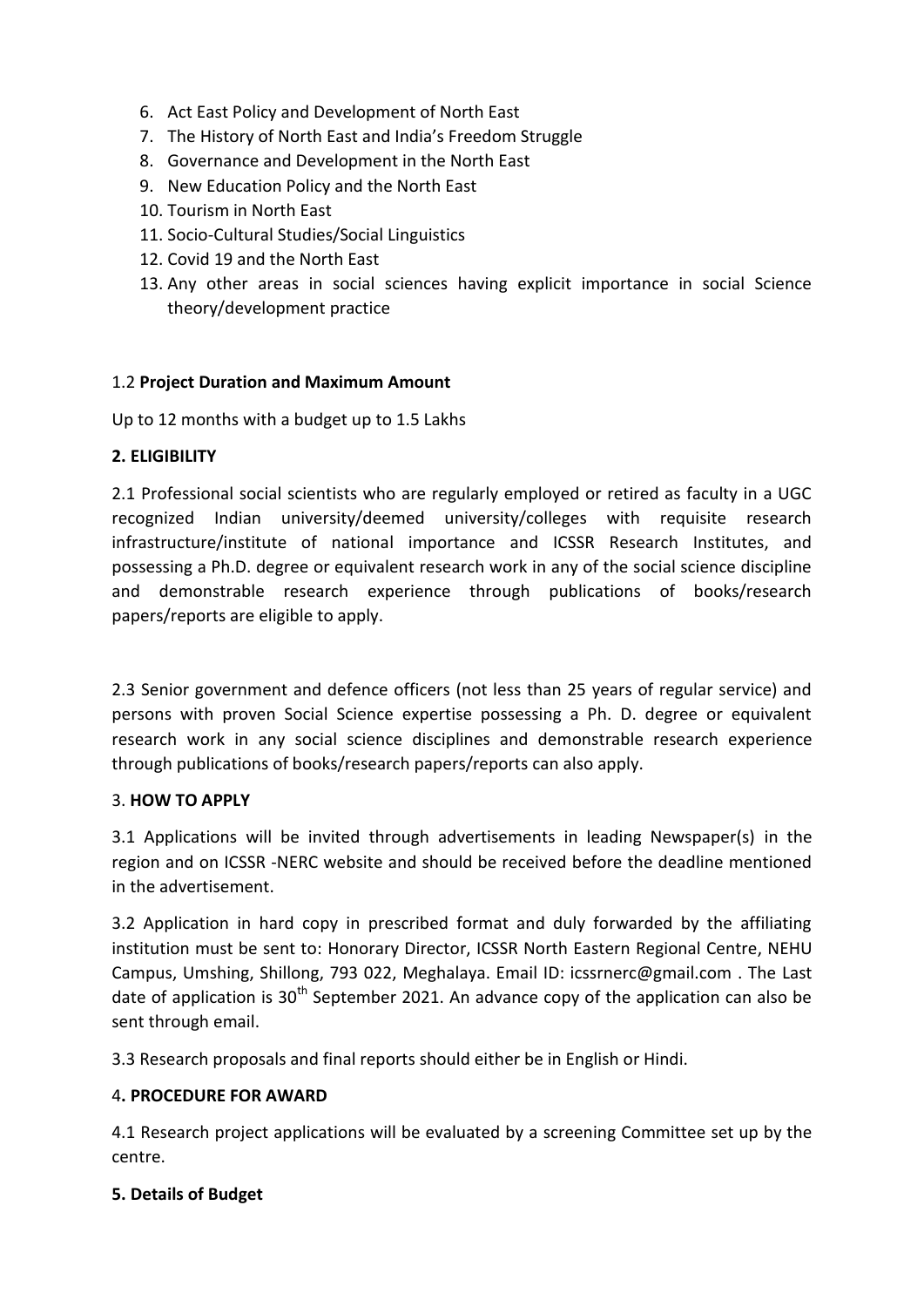6. Act East Policy and Development of North East
7. The History of North East and India's Freedom Struggle
8. Governance and Development in the North East
9. New Education Policy and the North East
10. Tourism in North East
11. Socio-Cultural Studies/Social Linguistics
12. Covid 19 and the North East
13. Any other areas in social sciences having explicit importance in social Science theory/development practice

1.2 **Project Duration and Maximum Amount**

Up to 12 months with a budget up to 1.5 Lakhs

**2. ELIGIBILITY**

2.1 Professional social scientists who are regularly employed or retired as faculty in a UGC recognized Indian university/deemed university/colleges with requisite research infrastructure/institute of national importance and ICSSR Research Institutes, and possessing a Ph.D. degree or equivalent research work in any of the social science discipline and demonstrable research experience through publications of books/research papers/reports are eligible to apply.

2.3 Senior government and defence officers (not less than 25 years of regular service) and persons with proven Social Science expertise possessing a Ph. D. degree or equivalent research work in any social science disciplines and demonstrable research experience through publications of books/research papers/reports can also apply.

3. **HOW TO APPLY**

3.1 Applications will be invited through advertisements in leading Newspaper(s) in the region and on ICSSR -NERC website and should be received before the deadline mentioned in the advertisement.

3.2 Application in hard copy in prescribed format and duly forwarded by the affiliating institution must be sent to: Honorary Director, ICSSR North Eastern Regional Centre, NEHU Campus, Umshing, Shillong, 793 022, Meghalaya. Email ID: icssrnerc@gmail.com . The Last date of application is 30th September 2021. An advance copy of the application can also be sent through email.

3.3 Research proposals and final reports should either be in English or Hindi.

4**. PROCEDURE FOR AWARD**

4.1 Research project applications will be evaluated by a screening Committee set up by the centre.

**5. Details of Budget**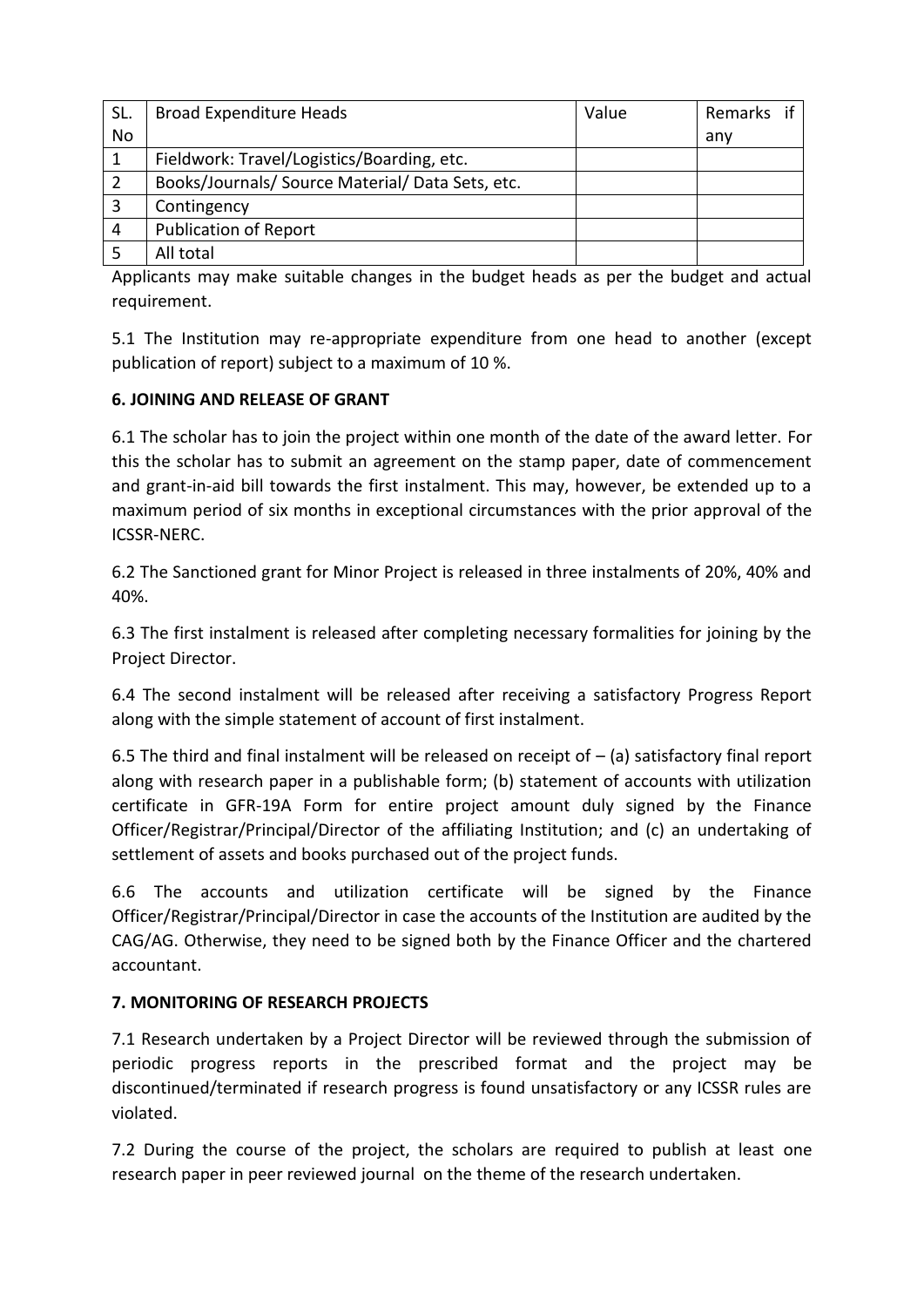| SL. No | Broad Expenditure Heads | Value | Remarks if any |
|---|---|---|---|
| 1 | Fieldwork: Travel/Logistics/Boarding, etc. | | |
| 2 | Books/Journals/ Source Material/ Data Sets, etc. | | |
| 3 | Contingency | | |
| 4 | Publication of Report | | |
| 5 | All total | | |

Applicants may make suitable changes in the budget heads as per the budget and actual requirement.

5.1 The Institution may re-appropriate expenditure from one head to another (except publication of report) subject to a maximum of 10 %.

**6. JOINING AND RELEASE OF GRANT**

6.1 The scholar has to join the project within one month of the date of the award letter. For this the scholar has to submit an agreement on the stamp paper, date of commencement and grant-in-aid bill towards the first instalment. This may, however, be extended up to a maximum period of six months in exceptional circumstances with the prior approval of the ICSSR-NERC.

6.2 The Sanctioned grant for Minor Project is released in three instalments of 20%, 40% and 40%.

6.3 The first instalment is released after completing necessary formalities for joining by the Project Director.

6.4 The second instalment will be released after receiving a satisfactory Progress Report along with the simple statement of account of first instalment.

6.5 The third and final instalment will be released on receipt of – (a) satisfactory final report along with research paper in a publishable form; (b) statement of accounts with utilization certificate in GFR-19A Form for entire project amount duly signed by the Finance Officer/Registrar/Principal/Director of the affiliating Institution; and (c) an undertaking of settlement of assets and books purchased out of the project funds.

6.6 The accounts and utilization certificate will be signed by the Finance Officer/Registrar/Principal/Director in case the accounts of the Institution are audited by the CAG/AG. Otherwise, they need to be signed both by the Finance Officer and the chartered accountant.

**7. MONITORING OF RESEARCH PROJECTS**

7.1 Research undertaken by a Project Director will be reviewed through the submission of periodic progress reports in the prescribed format and the project may be discontinued/terminated if research progress is found unsatisfactory or any ICSSR rules are violated.

7.2 During the course of the project, the scholars are required to publish at least one research paper in peer reviewed journal on the theme of the research undertaken.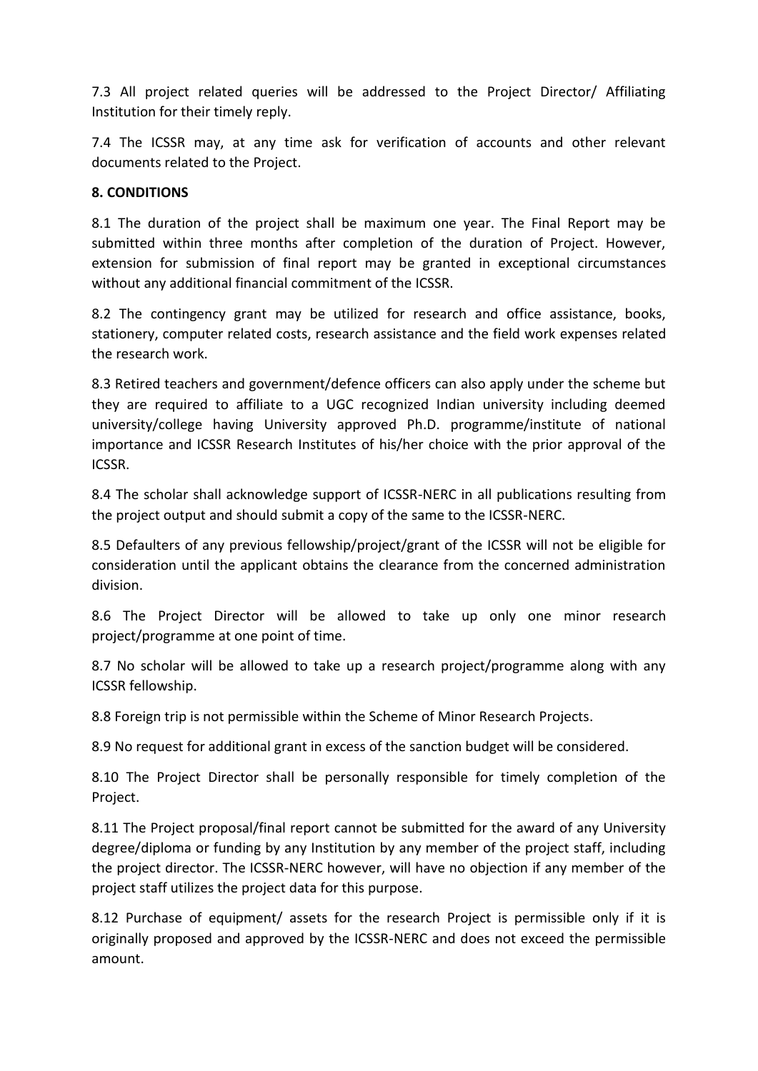7.3 All project related queries will be addressed to the Project Director/ Affiliating Institution for their timely reply.

7.4 The ICSSR may, at any time ask for verification of accounts and other relevant documents related to the Project.

**8. CONDITIONS**

8.1 The duration of the project shall be maximum one year. The Final Report may be submitted within three months after completion of the duration of Project. However, extension for submission of final report may be granted in exceptional circumstances without any additional financial commitment of the ICSSR.

8.2 The contingency grant may be utilized for research and office assistance, books, stationery, computer related costs, research assistance and the field work expenses related the research work.

8.3 Retired teachers and government/defence officers can also apply under the scheme but they are required to affiliate to a UGC recognized Indian university including deemed university/college having University approved Ph.D. programme/institute of national importance and ICSSR Research Institutes of his/her choice with the prior approval of the ICSSR.

8.4 The scholar shall acknowledge support of ICSSR-NERC in all publications resulting from the project output and should submit a copy of the same to the ICSSR-NERC.

8.5 Defaulters of any previous fellowship/project/grant of the ICSSR will not be eligible for consideration until the applicant obtains the clearance from the concerned administration division.

8.6 The Project Director will be allowed to take up only one minor research project/programme at one point of time.

8.7 No scholar will be allowed to take up a research project/programme along with any ICSSR fellowship.

8.8 Foreign trip is not permissible within the Scheme of Minor Research Projects.

8.9 No request for additional grant in excess of the sanction budget will be considered.

8.10 The Project Director shall be personally responsible for timely completion of the Project.

8.11 The Project proposal/final report cannot be submitted for the award of any University degree/diploma or funding by any Institution by any member of the project staff, including the project director. The ICSSR-NERC however, will have no objection if any member of the project staff utilizes the project data for this purpose.

8.12 Purchase of equipment/ assets for the research Project is permissible only if it is originally proposed and approved by the ICSSR-NERC and does not exceed the permissible amount.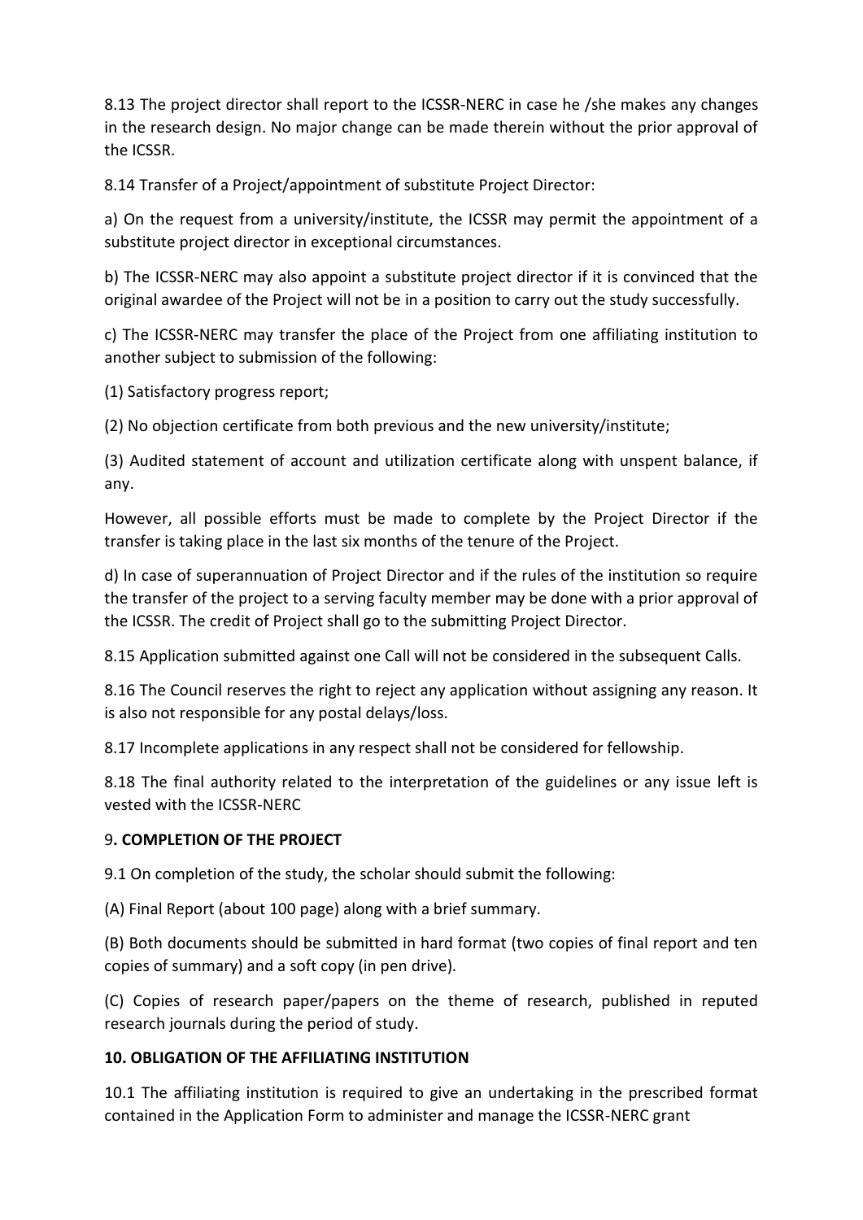8.13 The project director shall report to the ICSSR-NERC in case he /she makes any changes in the research design. No major change can be made therein without the prior approval of the ICSSR.

8.14 Transfer of a Project/appointment of substitute Project Director:

a) On the request from a university/institute, the ICSSR may permit the appointment of a substitute project director in exceptional circumstances.

b) The ICSSR-NERC may also appoint a substitute project director if it is convinced that the original awardee of the Project will not be in a position to carry out the study successfully.

c) The ICSSR-NERC may transfer the place of the Project from one affiliating institution to another subject to submission of the following:

(1) Satisfactory progress report;

(2) No objection certificate from both previous and the new university/institute;

(3) Audited statement of account and utilization certificate along with unspent balance, if any.

However, all possible efforts must be made to complete by the Project Director if the transfer is taking place in the last six months of the tenure of the Project.

d) In case of superannuation of Project Director and if the rules of the institution so require the transfer of the project to a serving faculty member may be done with a prior approval of the ICSSR. The credit of Project shall go to the submitting Project Director.

8.15 Application submitted against one Call will not be considered in the subsequent Calls.

8.16 The Council reserves the right to reject any application without assigning any reason. It is also not responsible for any postal delays/loss.

8.17 Incomplete applications in any respect shall not be considered for fellowship.

8.18 The final authority related to the interpretation of the guidelines or any issue left is vested with the ICSSR-NERC

**9. COMPLETION OF THE PROJECT**

9.1 On completion of the study, the scholar should submit the following:

(A) Final Report (about 100 page) along with a brief summary.

(B) Both documents should be submitted in hard format (two copies of final report and ten copies of summary) and a soft copy (in pen drive).

(C) Copies of research paper/papers on the theme of research, published in reputed research journals during the period of study.

**10. OBLIGATION OF THE AFFILIATING INSTITUTION**

10.1 The affiliating institution is required to give an undertaking in the prescribed format contained in the Application Form to administer and manage the ICSSR-NERC grant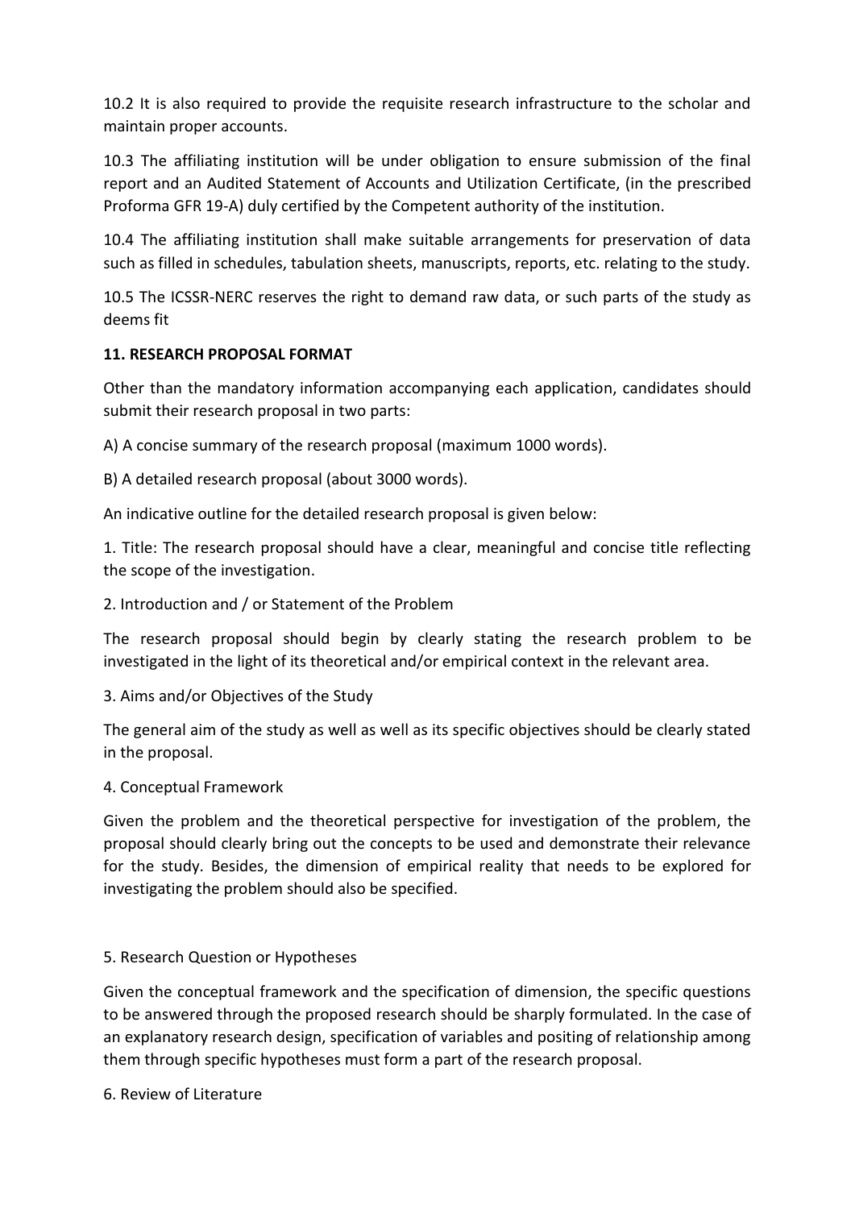10.2 It is also required to provide the requisite research infrastructure to the scholar and maintain proper accounts.

10.3 The affiliating institution will be under obligation to ensure submission of the final report and an Audited Statement of Accounts and Utilization Certificate, (in the prescribed Proforma GFR 19-A) duly certified by the Competent authority of the institution.

10.4 The affiliating institution shall make suitable arrangements for preservation of data such as filled in schedules, tabulation sheets, manuscripts, reports, etc. relating to the study.

10.5 The ICSSR-NERC reserves the right to demand raw data, or such parts of the study as deems fit

## 11. RESEARCH PROPOSAL FORMAT

Other than the mandatory information accompanying each application, candidates should submit their research proposal in two parts:

A) A concise summary of the research proposal (maximum 1000 words).

B) A detailed research proposal (about 3000 words).

An indicative outline for the detailed research proposal is given below:

1. Title: The research proposal should have a clear, meaningful and concise title reflecting the scope of the investigation.

2. Introduction and / or Statement of the Problem

The research proposal should begin by clearly stating the research problem to be investigated in the light of its theoretical and/or empirical context in the relevant area.

3. Aims and/or Objectives of the Study

The general aim of the study as well as well as its specific objectives should be clearly stated in the proposal.

4. Conceptual Framework

Given the problem and the theoretical perspective for investigation of the problem, the proposal should clearly bring out the concepts to be used and demonstrate their relevance for the study. Besides, the dimension of empirical reality that needs to be explored for investigating the problem should also be specified.

5. Research Question or Hypotheses

Given the conceptual framework and the specification of dimension, the specific questions to be answered through the proposed research should be sharply formulated. In the case of an explanatory research design, specification of variables and positing of relationship among them through specific hypotheses must form a part of the research proposal.

6. Review of Literature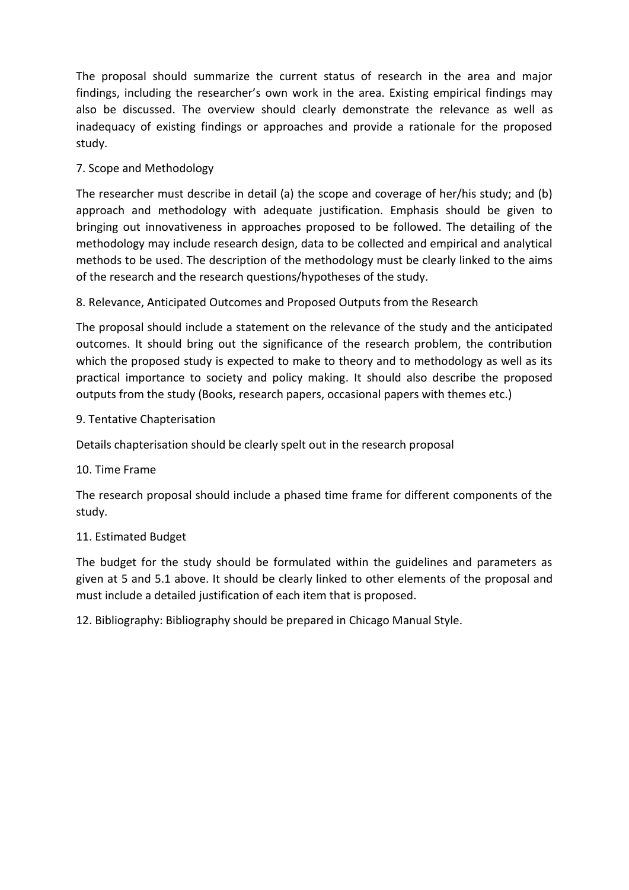The proposal should summarize the current status of research in the area and major findings, including the researcher's own work in the area. Existing empirical findings may also be discussed. The overview should clearly demonstrate the relevance as well as inadequacy of existing findings or approaches and provide a rationale for the proposed study.

7. Scope and Methodology

The researcher must describe in detail (a) the scope and coverage of her/his study; and (b) approach and methodology with adequate justification. Emphasis should be given to bringing out innovativeness in approaches proposed to be followed. The detailing of the methodology may include research design, data to be collected and empirical and analytical methods to be used. The description of the methodology must be clearly linked to the aims of the research and the research questions/hypotheses of the study.

8. Relevance, Anticipated Outcomes and Proposed Outputs from the Research

The proposal should include a statement on the relevance of the study and the anticipated outcomes. It should bring out the significance of the research problem, the contribution which the proposed study is expected to make to theory and to methodology as well as its practical importance to society and policy making. It should also describe the proposed outputs from the study (Books, research papers, occasional papers with themes etc.)

9. Tentative Chapterisation

Details chapterisation should be clearly spelt out in the research proposal

10. Time Frame

The research proposal should include a phased time frame for different components of the study.

11. Estimated Budget

The budget for the study should be formulated within the guidelines and parameters as given at 5 and 5.1 above. It should be clearly linked to other elements of the proposal and must include a detailed justification of each item that is proposed.

12. Bibliography: Bibliography should be prepared in Chicago Manual Style.